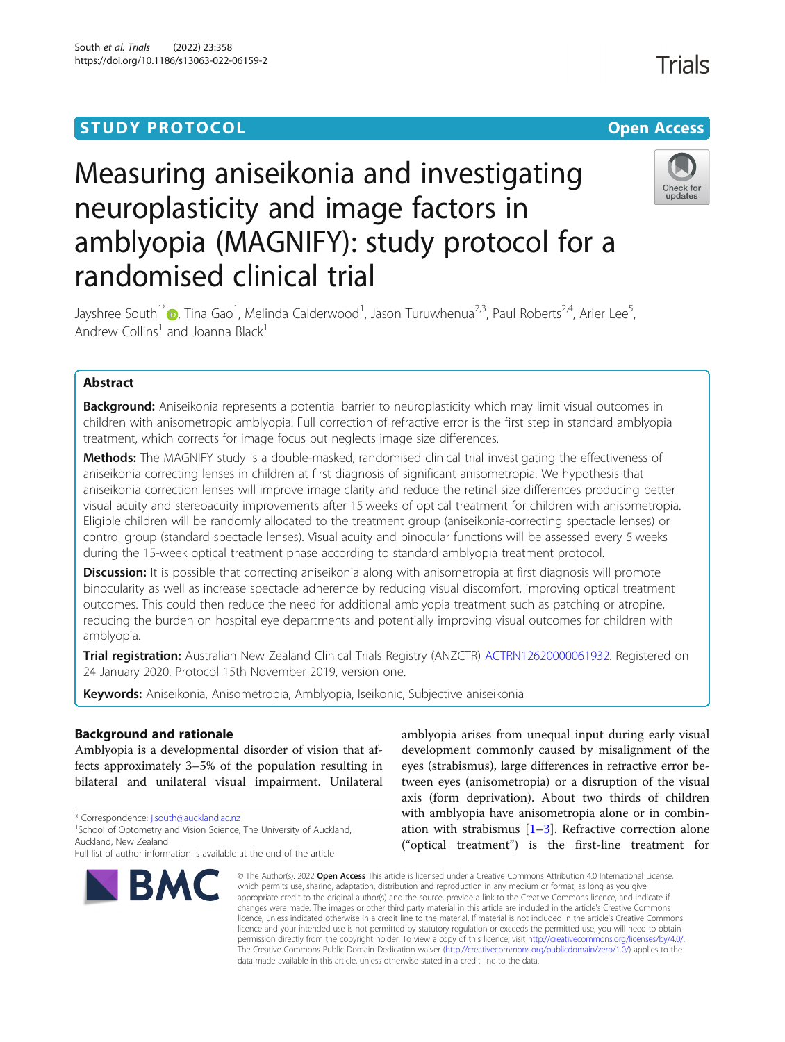STUDY PROTOCOL

Open Access

# Measuring aniseikonia and investigating neuroplasticity and image factors in amblyopia (MAGNIFY): study protocol for a randomised clinical trial

Jayshree South[1*], Tina Gao[1], Melinda Calderwood[1], Jason Turuwhenua[2,3], Paul Roberts[2,4], Arier Lee[5], Andrew Collins[1] and Joanna Black[1]

## Abstract

**Background:** Aniseikonia represents a potential barrier to neuroplasticity which may limit visual outcomes in children with anisometropic amblyopia. Full correction of refractive error is the first step in standard amblyopia treatment, which corrects for image focus but neglects image size differences.

**Methods:** The MAGNIFY study is a double-masked, randomised clinical trial investigating the effectiveness of aniseikonia correcting lenses in children at first diagnosis of significant anisometropia. We hypothesis that aniseikonia correction lenses will improve image clarity and reduce the retinal size differences producing better visual acuity and stereoacuity improvements after 15 weeks of optical treatment for children with anisometropia. Eligible children will be randomly allocated to the treatment group (aniseikonia-correcting spectacle lenses) or control group (standard spectacle lenses). Visual acuity and binocular functions will be assessed every 5 weeks during the 15-week optical treatment phase according to standard amblyopia treatment protocol.

**Discussion:** It is possible that correcting aniseikonia along with anisometropia at first diagnosis will promote binocularity as well as increase spectacle adherence by reducing visual discomfort, improving optical treatment outcomes. This could then reduce the need for additional amblyopia treatment such as patching or atropine, reducing the burden on hospital eye departments and potentially improving visual outcomes for children with amblyopia.

**Trial registration:** Australian New Zealand Clinical Trials Registry (ANZCTR) ACTRN12620000061932. Registered on 24 January 2020. Protocol 15th November 2019, version one.

**Keywords:** Aniseikonia, Anisometropia, Amblyopia, Iseikonic, Subjective aniseikonia

## Background and rationale

Amblyopia is a developmental disorder of vision that affects approximately 3–5% of the population resulting in bilateral and unilateral visual impairment. Unilateral amblyopia arises from unequal input during early visual development commonly caused by misalignment of the eyes (strabismus), large differences in refractive error between eyes (anisometropia) or a disruption of the visual axis (form deprivation). About two thirds of children with amblyopia have anisometropia alone or in combination with strabismus [1–3]. Refractive correction alone ("optical treatment") is the first-line treatment for

\* Correspondence: j.south@auckland.ac.nz
[1]School of Optometry and Vision Science, The University of Auckland, Auckland, New Zealand
Full list of author information is available at the end of the article

© The Author(s). 2022 **Open Access** This article is licensed under a Creative Commons Attribution 4.0 International License, which permits use, sharing, adaptation, distribution and reproduction in any medium or format, as long as you give appropriate credit to the original author(s) and the source, provide a link to the Creative Commons licence, and indicate if changes were made. The images or other third party material in this article are included in the article's Creative Commons licence, unless indicated otherwise in a credit line to the material. If material is not included in the article's Creative Commons licence and your intended use is not permitted by statutory regulation or exceeds the permitted use, you will need to obtain permission directly from the copyright holder. To view a copy of this licence, visit http://creativecommons.org/licenses/by/4.0/. The Creative Commons Public Domain Dedication waiver (http://creativecommons.org/publicdomain/zero/1.0/) applies to the data made available in this article, unless otherwise stated in a credit line to the data.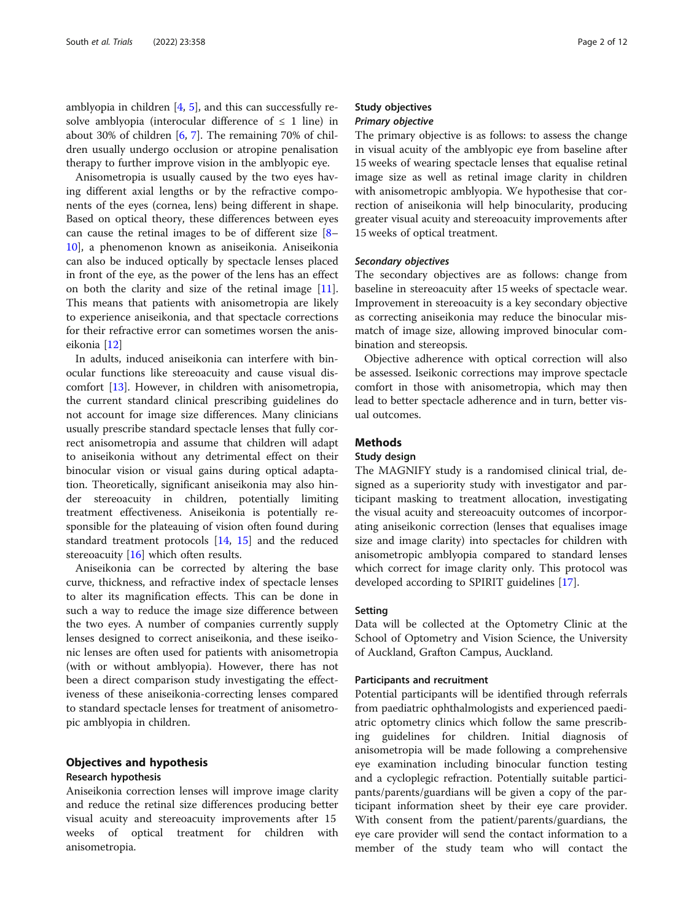amblyopia in children [4, 5], and this can successfully resolve amblyopia (interocular difference of ≤ 1 line) in about 30% of children [6, 7]. The remaining 70% of children usually undergo occlusion or atropine penalisation therapy to further improve vision in the amblyopic eye.

Anisometropia is usually caused by the two eyes having different axial lengths or by the refractive components of the eyes (cornea, lens) being different in shape. Based on optical theory, these differences between eyes can cause the retinal images to be of different size [8–10], a phenomenon known as aniseikonia. Aniseikonia can also be induced optically by spectacle lenses placed in front of the eye, as the power of the lens has an effect on both the clarity and size of the retinal image [11]. This means that patients with anisometropia are likely to experience aniseikonia, and that spectacle corrections for their refractive error can sometimes worsen the aniseikonia [12]

In adults, induced aniseikonia can interfere with binocular functions like stereoacuity and cause visual discomfort [13]. However, in children with anisometropia, the current standard clinical prescribing guidelines do not account for image size differences. Many clinicians usually prescribe standard spectacle lenses that fully correct anisometropia and assume that children will adapt to aniseikonia without any detrimental effect on their binocular vision or visual gains during optical adaptation. Theoretically, significant aniseikonia may also hinder stereoacuity in children, potentially limiting treatment effectiveness. Aniseikonia is potentially responsible for the plateauing of vision often found during standard treatment protocols [14, 15] and the reduced stereoacuity [16] which often results.

Aniseikonia can be corrected by altering the base curve, thickness, and refractive index of spectacle lenses to alter its magnification effects. This can be done in such a way to reduce the image size difference between the two eyes. A number of companies currently supply lenses designed to correct aniseikonia, and these iseikonic lenses are often used for patients with anisometropia (with or without amblyopia). However, there has not been a direct comparison study investigating the effectiveness of these aniseikonia-correcting lenses compared to standard spectacle lenses for treatment of anisometropic amblyopia in children.

## Objectives and hypothesis

### Research hypothesis

Aniseikonia correction lenses will improve image clarity and reduce the retinal size differences producing better visual acuity and stereoacuity improvements after 15 weeks of optical treatment for children with anisometropia.

### Study objectives

#### *Primary objective*

The primary objective is as follows: to assess the change in visual acuity of the amblyopic eye from baseline after 15 weeks of wearing spectacle lenses that equalise retinal image size as well as retinal image clarity in children with anisometropic amblyopia. We hypothesise that correction of aniseikonia will help binocularity, producing greater visual acuity and stereoacuity improvements after 15 weeks of optical treatment.

#### *Secondary objectives*

The secondary objectives are as follows: change from baseline in stereoacuity after 15 weeks of spectacle wear. Improvement in stereoacuity is a key secondary objective as correcting aniseikonia may reduce the binocular mismatch of image size, allowing improved binocular combination and stereopsis.

Objective adherence with optical correction will also be assessed. Iseikonic corrections may improve spectacle comfort in those with anisometropia, which may then lead to better spectacle adherence and in turn, better visual outcomes.

## Methods

### Study design

The MAGNIFY study is a randomised clinical trial, designed as a superiority study with investigator and participant masking to treatment allocation, investigating the visual acuity and stereoacuity outcomes of incorporating aniseikonic correction (lenses that equalises image size and image clarity) into spectacles for children with anisometropic amblyopia compared to standard lenses which correct for image clarity only. This protocol was developed according to SPIRIT guidelines [17].

### Setting

Data will be collected at the Optometry Clinic at the School of Optometry and Vision Science, the University of Auckland, Grafton Campus, Auckland.

### Participants and recruitment

Potential participants will be identified through referrals from paediatric ophthalmologists and experienced paediatric optometry clinics which follow the same prescribing guidelines for children. Initial diagnosis of anisometropia will be made following a comprehensive eye examination including binocular function testing and a cycloplegic refraction. Potentially suitable participants/parents/guardians will be given a copy of the participant information sheet by their eye care provider. With consent from the patient/parents/guardians, the eye care provider will send the contact information to a member of the study team who will contact the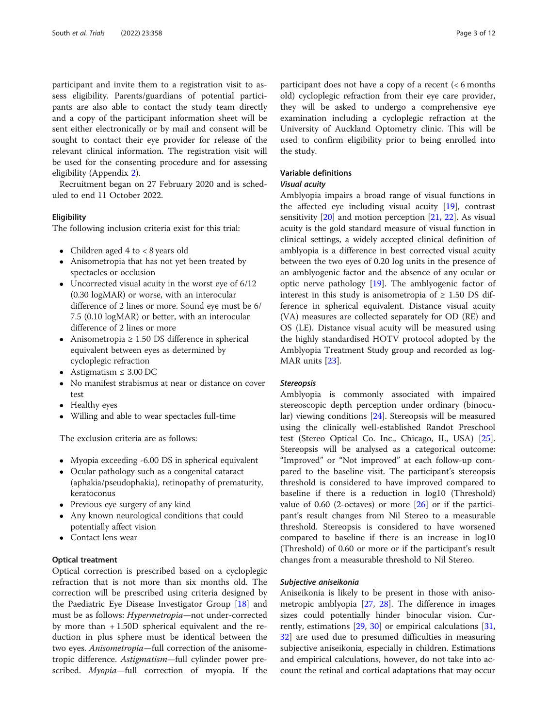participant and invite them to a registration visit to assess eligibility. Parents/guardians of potential participants are also able to contact the study team directly and a copy of the participant information sheet will be sent either electronically or by mail and consent will be sought to contact their eye provider for release of the relevant clinical information. The registration visit will be used for the consenting procedure and for assessing eligibility (Appendix 2).

Recruitment began on 27 February 2020 and is scheduled to end 11 October 2022.

### Eligibility

The following inclusion criteria exist for this trial:

- Children aged 4 to < 8 years old
- Anisometropia that has not yet been treated by spectacles or occlusion
- Uncorrected visual acuity in the worst eye of 6/12 (0.30 logMAR) or worse, with an interocular difference of 2 lines or more. Sound eye must be 6/7.5 (0.10 logMAR) or better, with an interocular difference of 2 lines or more
- Anisometropia ≥ 1.50 DS difference in spherical equivalent between eyes as determined by cycloplegic refraction
- Astigmatism ≤ 3.00 DC
- No manifest strabismus at near or distance on cover test
- Healthy eyes
- Willing and able to wear spectacles full-time

The exclusion criteria are as follows:

- Myopia exceeding -6.00 DS in spherical equivalent
- Ocular pathology such as a congenital cataract (aphakia/pseudophakia), retinopathy of prematurity, keratoconus
- Previous eye surgery of any kind
- Any known neurological conditions that could potentially affect vision
- Contact lens wear

### Optical treatment

Optical correction is prescribed based on a cycloplegic refraction that is not more than six months old. The correction will be prescribed using criteria designed by the Paediatric Eye Disease Investigator Group [18] and must be as follows: *Hypermetropia*—not under-corrected by more than + 1.50D spherical equivalent and the reduction in plus sphere must be identical between the two eyes. *Anisometropia*—full correction of the anisometropic difference. *Astigmatism*—full cylinder power prescribed. *Myopia*—full correction of myopia. If the participant does not have a copy of a recent (< 6 months old) cycloplegic refraction from their eye care provider, they will be asked to undergo a comprehensive eye examination including a cycloplegic refraction at the University of Auckland Optometry clinic. This will be used to confirm eligibility prior to being enrolled into the study.

### Variable definitions

#### *Visual acuity*

Amblyopia impairs a broad range of visual functions in the affected eye including visual acuity [19], contrast sensitivity [20] and motion perception [21, 22]. As visual acuity is the gold standard measure of visual function in clinical settings, a widely accepted clinical definition of amblyopia is a difference in best corrected visual acuity between the two eyes of 0.20 log units in the presence of an amblyogenic factor and the absence of any ocular or optic nerve pathology [19]. The amblyogenic factor of interest in this study is anisometropia of ≥ 1.50 DS difference in spherical equivalent. Distance visual acuity (VA) measures are collected separately for OD (RE) and OS (LE). Distance visual acuity will be measured using the highly standardised HOTV protocol adopted by the Amblyopia Treatment Study group and recorded as logMAR units [23].

#### *Stereopsis*

Amblyopia is commonly associated with impaired stereoscopic depth perception under ordinary (binocular) viewing conditions [24]. Stereopsis will be measured using the clinically well-established Randot Preschool test (Stereo Optical Co. Inc., Chicago, IL, USA) [25]. Stereopsis will be analysed as a categorical outcome: "Improved" or "Not improved" at each follow-up compared to the baseline visit. The participant's stereopsis threshold is considered to have improved compared to baseline if there is a reduction in log10 (Threshold) value of 0.60 (2-octaves) or more [26] or if the participant's result changes from Nil Stereo to a measurable threshold. Stereopsis is considered to have worsened compared to baseline if there is an increase in log10 (Threshold) of 0.60 or more or if the participant's result changes from a measurable threshold to Nil Stereo.

#### *Subjective aniseikonia*

Aniseikonia is likely to be present in those with anisometropic amblyopia [27, 28]. The difference in images sizes could potentially hinder binocular vision. Currently, estimations [29, 30] or empirical calculations [31, 32] are used due to presumed difficulties in measuring subjective aniseikonia, especially in children. Estimations and empirical calculations, however, do not take into account the retinal and cortical adaptations that may occur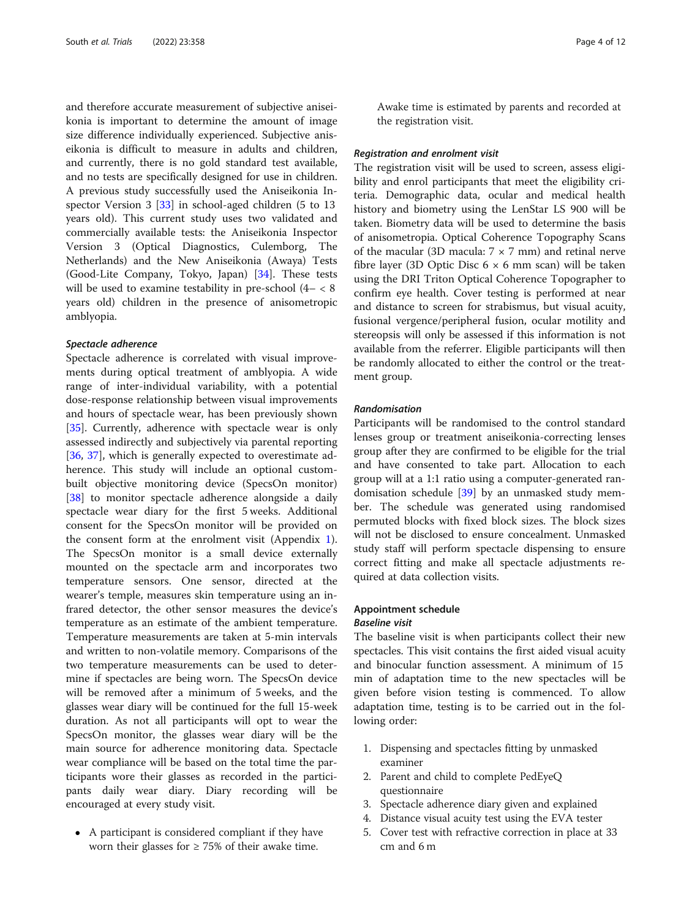and therefore accurate measurement of subjective aniseikonia is important to determine the amount of image size difference individually experienced. Subjective aniseikonia is difficult to measure in adults and children, and currently, there is no gold standard test available, and no tests are specifically designed for use in children. A previous study successfully used the Aniseikonia Inspector Version 3 [33] in school-aged children (5 to 13 years old). This current study uses two validated and commercially available tests: the Aniseikonia Inspector Version 3 (Optical Diagnostics, Culemborg, The Netherlands) and the New Aniseikonia (Awaya) Tests (Good-Lite Company, Tokyo, Japan) [34]. These tests will be used to examine testability in pre-school (4– < 8 years old) children in the presence of anisometropic amblyopia.

#### Spectacle adherence

Spectacle adherence is correlated with visual improvements during optical treatment of amblyopia. A wide range of inter-individual variability, with a potential dose-response relationship between visual improvements and hours of spectacle wear, has been previously shown [35]. Currently, adherence with spectacle wear is only assessed indirectly and subjectively via parental reporting [36, 37], which is generally expected to overestimate adherence. This study will include an optional custom-built objective monitoring device (SpecsOn monitor) [38] to monitor spectacle adherence alongside a daily spectacle wear diary for the first 5 weeks. Additional consent for the SpecsOn monitor will be provided on the consent form at the enrolment visit (Appendix 1). The SpecsOn monitor is a small device externally mounted on the spectacle arm and incorporates two temperature sensors. One sensor, directed at the wearer's temple, measures skin temperature using an infrared detector, the other sensor measures the device's temperature as an estimate of the ambient temperature. Temperature measurements are taken at 5-min intervals and written to non-volatile memory. Comparisons of the two temperature measurements can be used to determine if spectacles are being worn. The SpecsOn device will be removed after a minimum of 5 weeks, and the glasses wear diary will be continued for the full 15-week duration. As not all participants will opt to wear the SpecsOn monitor, the glasses wear diary will be the main source for adherence monitoring data. Spectacle wear compliance will be based on the total time the participants wore their glasses as recorded in the participants daily wear diary. Diary recording will be encouraged at every study visit.

- A participant is considered compliant if they have worn their glasses for ≥ 75% of their awake time. Awake time is estimated by parents and recorded at the registration visit.

#### Registration and enrolment visit

The registration visit will be used to screen, assess eligibility and enrol participants that meet the eligibility criteria. Demographic data, ocular and medical health history and biometry using the LenStar LS 900 will be taken. Biometry data will be used to determine the basis of anisometropia. Optical Coherence Topography Scans of the macular (3D macula: 7 × 7 mm) and retinal nerve fibre layer (3D Optic Disc 6 × 6 mm scan) will be taken using the DRI Triton Optical Coherence Topographer to confirm eye health. Cover testing is performed at near and distance to screen for strabismus, but visual acuity, fusional vergence/peripheral fusion, ocular motility and stereopsis will only be assessed if this information is not available from the referrer. Eligible participants will then be randomly allocated to either the control or the treatment group.

#### Randomisation

Participants will be randomised to the control standard lenses group or treatment aniseikonia-correcting lenses group after they are confirmed to be eligible for the trial and have consented to take part. Allocation to each group will at a 1:1 ratio using a computer-generated randomisation schedule [39] by an unmasked study member. The schedule was generated using randomised permuted blocks with fixed block sizes. The block sizes will not be disclosed to ensure concealment. Unmasked study staff will perform spectacle dispensing to ensure correct fitting and make all spectacle adjustments required at data collection visits.

### Appointment schedule

#### Baseline visit

The baseline visit is when participants collect their new spectacles. This visit contains the first aided visual acuity and binocular function assessment. A minimum of 15 min of adaptation time to the new spectacles will be given before vision testing is commenced. To allow adaptation time, testing is to be carried out in the following order:

1. Dispensing and spectacles fitting by unmasked examiner
2. Parent and child to complete PedEyeQ questionnaire
3. Spectacle adherence diary given and explained
4. Distance visual acuity test using the EVA tester
5. Cover test with refractive correction in place at 33 cm and 6 m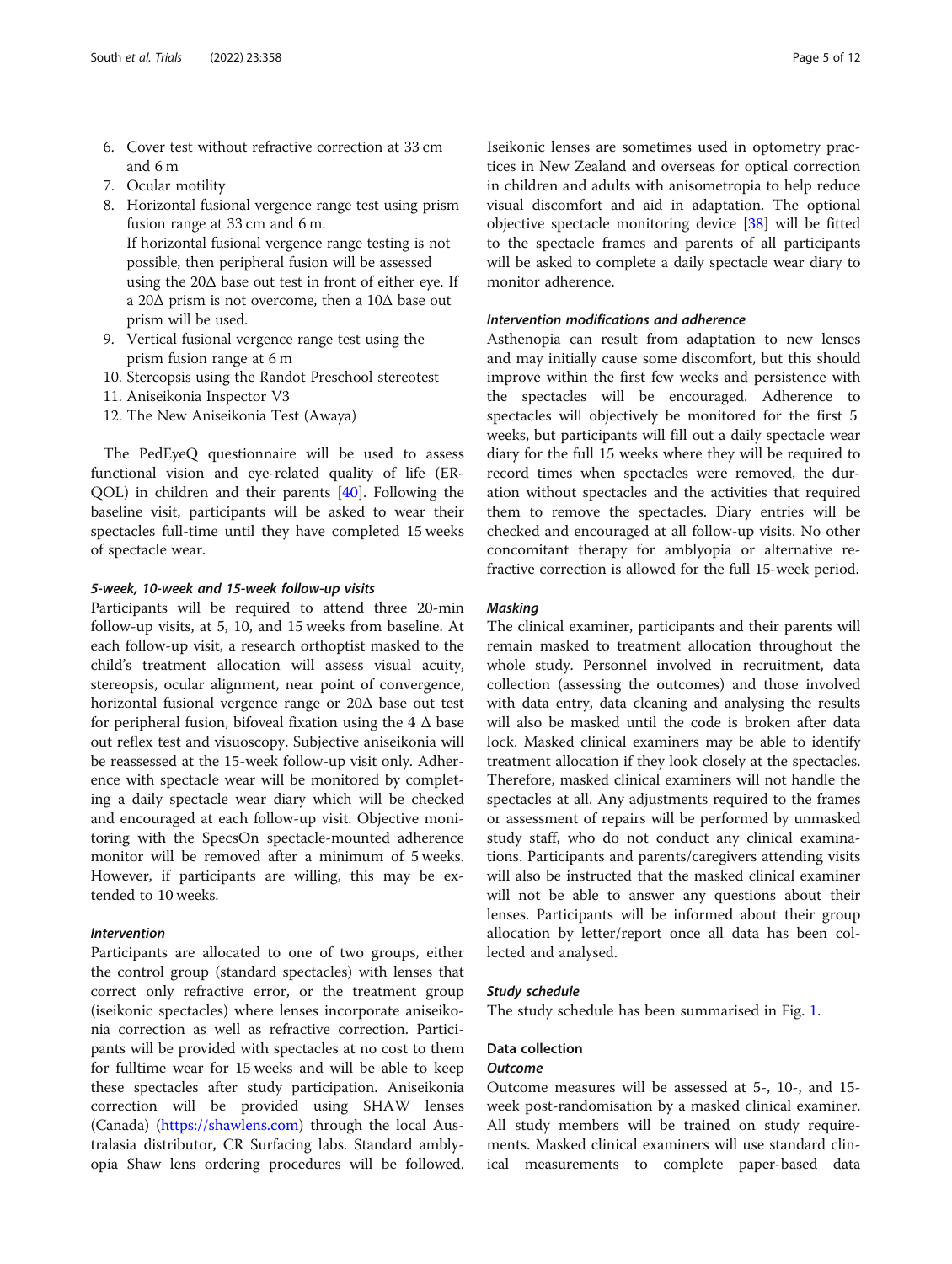6. Cover test without refractive correction at 33 cm and 6 m
7. Ocular motility
8. Horizontal fusional vergence range test using prism fusion range at 33 cm and 6 m.
   If horizontal fusional vergence range testing is not possible, then peripheral fusion will be assessed using the 20Δ base out test in front of either eye. If a 20Δ prism is not overcome, then a 10Δ base out prism will be used.
9. Vertical fusional vergence range test using the prism fusion range at 6 m
10. Stereopsis using the Randot Preschool stereotest
11. Aniseikonia Inspector V3
12. The New Aniseikonia Test (Awaya)

The PedEyeQ questionnaire will be used to assess functional vision and eye-related quality of life (ER-QOL) in children and their parents [40]. Following the baseline visit, participants will be asked to wear their spectacles full-time until they have completed 15 weeks of spectacle wear.

#### *5-week, 10-week and 15-week follow-up visits*

Participants will be required to attend three 20-min follow-up visits, at 5, 10, and 15 weeks from baseline. At each follow-up visit, a research orthoptist masked to the child's treatment allocation will assess visual acuity, stereopsis, ocular alignment, near point of convergence, horizontal fusional vergence range or 20Δ base out test for peripheral fusion, bifoveal fixation using the 4 Δ base out reflex test and visuoscopy. Subjective aniseikonia will be reassessed at the 15-week follow-up visit only. Adherence with spectacle wear will be monitored by completing a daily spectacle wear diary which will be checked and encouraged at each follow-up visit. Objective monitoring with the SpecsOn spectacle-mounted adherence monitor will be removed after a minimum of 5 weeks. However, if participants are willing, this may be extended to 10 weeks.

#### *Intervention*

Participants are allocated to one of two groups, either the control group (standard spectacles) with lenses that correct only refractive error, or the treatment group (iseikonic spectacles) where lenses incorporate aniseikonia correction as well as refractive correction. Participants will be provided with spectacles at no cost to them for fulltime wear for 15 weeks and will be able to keep these spectacles after study participation. Aniseikonia correction will be provided using SHAW lenses (Canada) (https://shawlens.com) through the local Australasia distributor, CR Surfacing labs. Standard amblyopia Shaw lens ordering procedures will be followed. Iseikonic lenses are sometimes used in optometry practices in New Zealand and overseas for optical correction in children and adults with anisometropia to help reduce visual discomfort and aid in adaptation. The optional objective spectacle monitoring device [38] will be fitted to the spectacle frames and parents of all participants will be asked to complete a daily spectacle wear diary to monitor adherence.

#### *Intervention modifications and adherence*

Asthenopia can result from adaptation to new lenses and may initially cause some discomfort, but this should improve within the first few weeks and persistence with the spectacles will be encouraged. Adherence to spectacles will objectively be monitored for the first 5 weeks, but participants will fill out a daily spectacle wear diary for the full 15 weeks where they will be required to record times when spectacles were removed, the duration without spectacles and the activities that required them to remove the spectacles. Diary entries will be checked and encouraged at all follow-up visits. No other concomitant therapy for amblyopia or alternative refractive correction is allowed for the full 15-week period.

#### *Masking*

The clinical examiner, participants and their parents will remain masked to treatment allocation throughout the whole study. Personnel involved in recruitment, data collection (assessing the outcomes) and those involved with data entry, data cleaning and analysing the results will also be masked until the code is broken after data lock. Masked clinical examiners may be able to identify treatment allocation if they look closely at the spectacles. Therefore, masked clinical examiners will not handle the spectacles at all. Any adjustments required to the frames or assessment of repairs will be performed by unmasked study staff, who do not conduct any clinical examinations. Participants and parents/caregivers attending visits will also be instructed that the masked clinical examiner will not be able to answer any questions about their lenses. Participants will be informed about their group allocation by letter/report once all data has been collected and analysed.

#### *Study schedule*

The study schedule has been summarised in Fig. 1.

### Data collection

#### *Outcome*

Outcome measures will be assessed at 5-, 10-, and 15-week post-randomisation by a masked clinical examiner. All study members will be trained on study requirements. Masked clinical examiners will use standard clinical measurements to complete paper-based data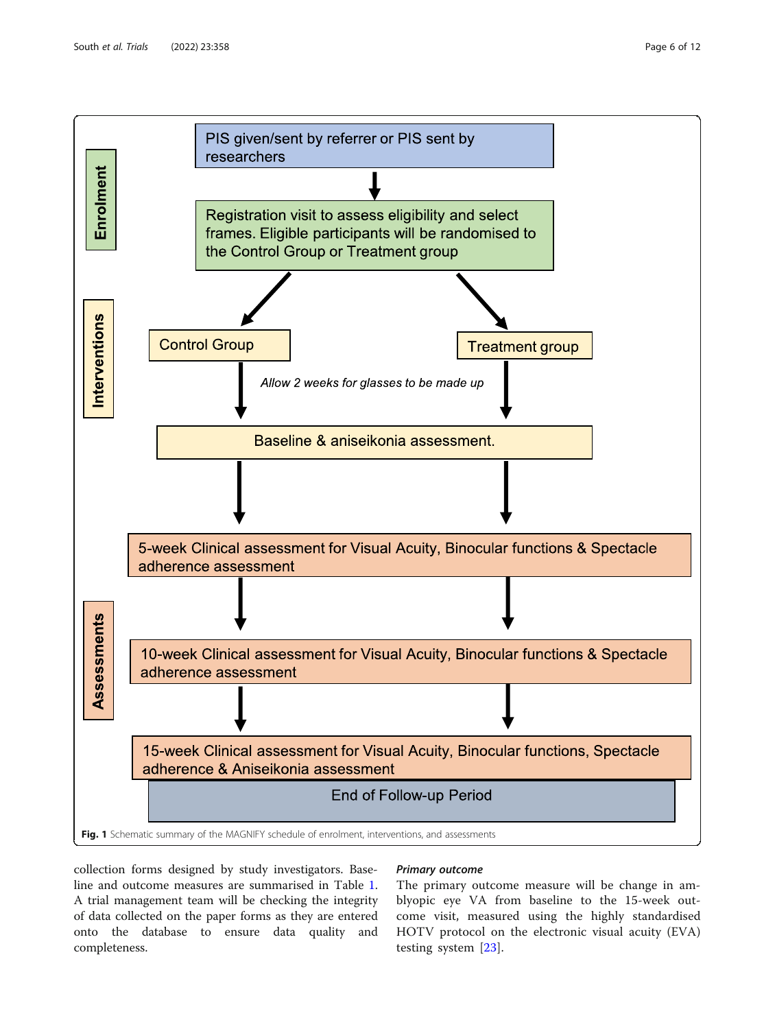Fig. 1 Schematic summary of the MAGNIFY schedule of enrolment, interventions, and assessments

collection forms designed by study investigators. Baseline and outcome measures are summarised in Table 1. A trial management team will be checking the integrity of data collected on the paper forms as they are entered onto the database to ensure data quality and completeness.

#### *Primary outcome*

The primary outcome measure will be change in amblyopic eye VA from baseline to the 15-week outcome visit, measured using the highly standardised HOTV protocol on the electronic visual acuity (EVA) testing system [23].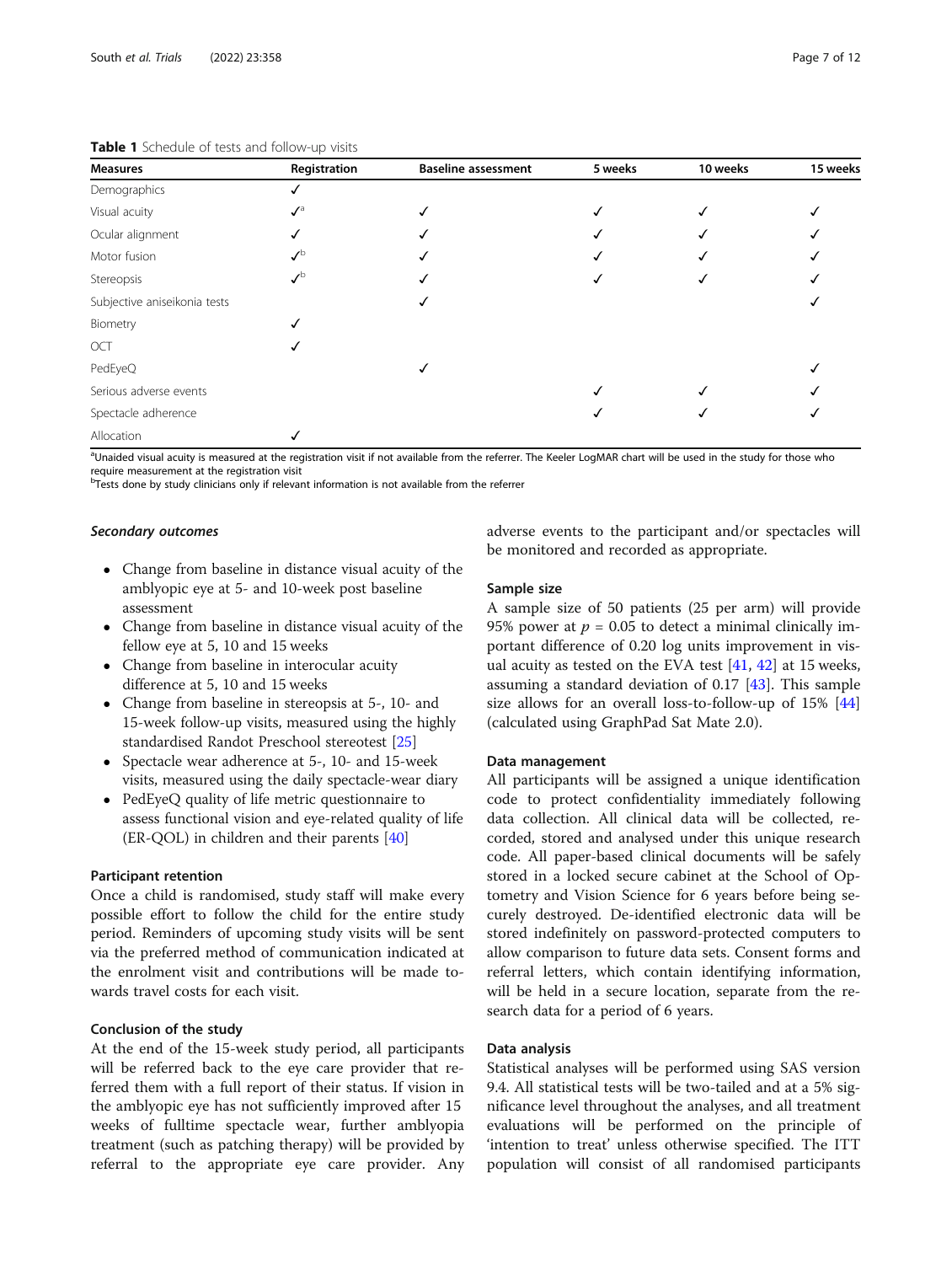**Table 1** Schedule of tests and follow-up visits

| Measures | Registration | Baseline assessment | 5 weeks | 10 weeks | 15 weeks |
| --- | --- | --- | --- | --- | --- |
| Demographics | ✓ | | | | |
| Visual acuity | ✓[a] | ✓ | ✓ | ✓ | ✓ |
| Ocular alignment | ✓ | ✓ | ✓ | ✓ | ✓ |
| Motor fusion | ✓[b] | ✓ | ✓ | ✓ | ✓ |
| Stereopsis | ✓[b] | ✓ | ✓ | ✓ | ✓ |
| Subjective aniseikonia tests | | ✓ | | | ✓ |
| Biometry | ✓ | | | | |
| OCT | ✓ | | | | |
| PedEyeQ | | ✓ | | | ✓ |
| Serious adverse events | | | ✓ | ✓ | ✓ |
| Spectacle adherence | | | ✓ | ✓ | ✓ |
| Allocation | ✓ | | | | |

[a]Unaided visual acuity is measured at the registration visit if not available from the referrer. The Keeler LogMAR chart will be used in the study for those who require measurement at the registration visit

[b]Tests done by study clinicians only if relevant information is not available from the referrer

### *Secondary outcomes*

- Change from baseline in distance visual acuity of the amblyopic eye at 5- and 10-week post baseline assessment
- Change from baseline in distance visual acuity of the fellow eye at 5, 10 and 15 weeks
- Change from baseline in interocular acuity difference at 5, 10 and 15 weeks
- Change from baseline in stereopsis at 5-, 10- and 15-week follow-up visits, measured using the highly standardised Randot Preschool stereotest [25]
- Spectacle wear adherence at 5-, 10- and 15-week visits, measured using the daily spectacle-wear diary
- PedEyeQ quality of life metric questionnaire to assess functional vision and eye-related quality of life (ER-QOL) in children and their parents [40]

### Participant retention

Once a child is randomised, study staff will make every possible effort to follow the child for the entire study period. Reminders of upcoming study visits will be sent via the preferred method of communication indicated at the enrolment visit and contributions will be made towards travel costs for each visit.

### Conclusion of the study

At the end of the 15-week study period, all participants will be referred back to the eye care provider that referred them with a full report of their status. If vision in the amblyopic eye has not sufficiently improved after 15 weeks of fulltime spectacle wear, further amblyopia treatment (such as patching therapy) will be provided by referral to the appropriate eye care provider. Any adverse events to the participant and/or spectacles will be monitored and recorded as appropriate.

### Sample size

A sample size of 50 patients (25 per arm) will provide 95% power at $p = 0.05$ to detect a minimal clinically important difference of 0.20 log units improvement in visual acuity as tested on the EVA test [41, 42] at 15 weeks, assuming a standard deviation of 0.17 [43]. This sample size allows for an overall loss-to-follow-up of 15% [44] (calculated using GraphPad Sat Mate 2.0).

### Data management

All participants will be assigned a unique identification code to protect confidentiality immediately following data collection. All clinical data will be collected, recorded, stored and analysed under this unique research code. All paper-based clinical documents will be safely stored in a locked secure cabinet at the School of Optometry and Vision Science for 6 years before being securely destroyed. De-identified electronic data will be stored indefinitely on password-protected computers to allow comparison to future data sets. Consent forms and referral letters, which contain identifying information, will be held in a secure location, separate from the research data for a period of 6 years.

### Data analysis

Statistical analyses will be performed using SAS version 9.4. All statistical tests will be two-tailed and at a 5% significance level throughout the analyses, and all treatment evaluations will be performed on the principle of 'intention to treat' unless otherwise specified. The ITT population will consist of all randomised participants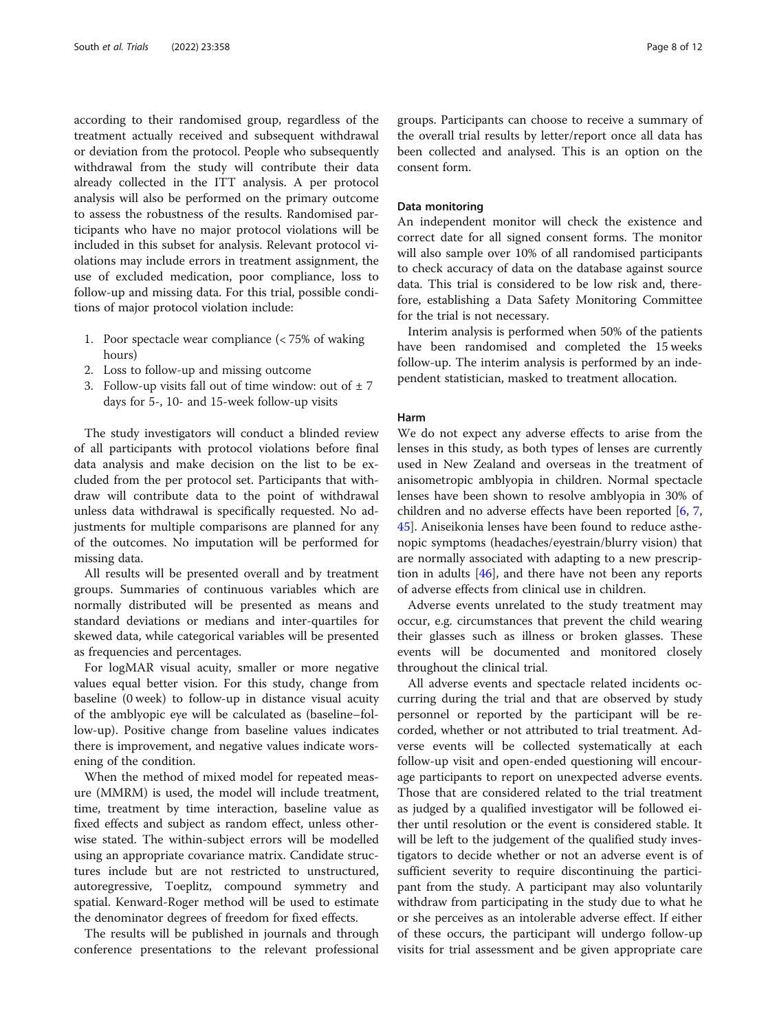according to their randomised group, regardless of the treatment actually received and subsequent withdrawal or deviation from the protocol. People who subsequently withdrawal from the study will contribute their data already collected in the ITT analysis. A per protocol analysis will also be performed on the primary outcome to assess the robustness of the results. Randomised participants who have no major protocol violations will be included in this subset for analysis. Relevant protocol violations may include errors in treatment assignment, the use of excluded medication, poor compliance, loss to follow-up and missing data. For this trial, possible conditions of major protocol violation include:

1. Poor spectacle wear compliance (< 75% of waking hours)
2. Loss to follow-up and missing outcome
3. Follow-up visits fall out of time window: out of ± 7 days for 5-, 10- and 15-week follow-up visits

The study investigators will conduct a blinded review of all participants with protocol violations before final data analysis and make decision on the list to be excluded from the per protocol set. Participants that withdraw will contribute data to the point of withdrawal unless data withdrawal is specifically requested. No adjustments for multiple comparisons are planned for any of the outcomes. No imputation will be performed for missing data.

All results will be presented overall and by treatment groups. Summaries of continuous variables which are normally distributed will be presented as means and standard deviations or medians and inter-quartiles for skewed data, while categorical variables will be presented as frequencies and percentages.

For logMAR visual acuity, smaller or more negative values equal better vision. For this study, change from baseline (0 week) to follow-up in distance visual acuity of the amblyopic eye will be calculated as (baseline−follow-up). Positive change from baseline values indicates there is improvement, and negative values indicate worsening of the condition.

When the method of mixed model for repeated measure (MMRM) is used, the model will include treatment, time, treatment by time interaction, baseline value as fixed effects and subject as random effect, unless otherwise stated. The within-subject errors will be modelled using an appropriate covariance matrix. Candidate structures include but are not restricted to unstructured, autoregressive, Toeplitz, compound symmetry and spatial. Kenward-Roger method will be used to estimate the denominator degrees of freedom for fixed effects.

The results will be published in journals and through conference presentations to the relevant professional groups. Participants can choose to receive a summary of the overall trial results by letter/report once all data has been collected and analysed. This is an option on the consent form.

#### Data monitoring

An independent monitor will check the existence and correct date for all signed consent forms. The monitor will also sample over 10% of all randomised participants to check accuracy of data on the database against source data. This trial is considered to be low risk and, therefore, establishing a Data Safety Monitoring Committee for the trial is not necessary.

Interim analysis is performed when 50% of the patients have been randomised and completed the 15 weeks follow-up. The interim analysis is performed by an independent statistician, masked to treatment allocation.

#### Harm

We do not expect any adverse effects to arise from the lenses in this study, as both types of lenses are currently used in New Zealand and overseas in the treatment of anisometropic amblyopia in children. Normal spectacle lenses have been shown to resolve amblyopia in 30% of children and no adverse effects have been reported [6, 7, 45]. Aniseikonia lenses have been found to reduce asthenopic symptoms (headaches/eyestrain/blurry vision) that are normally associated with adapting to a new prescription in adults [46], and there have not been any reports of adverse effects from clinical use in children.

Adverse events unrelated to the study treatment may occur, e.g. circumstances that prevent the child wearing their glasses such as illness or broken glasses. These events will be documented and monitored closely throughout the clinical trial.

All adverse events and spectacle related incidents occurring during the trial and that are observed by study personnel or reported by the participant will be recorded, whether or not attributed to trial treatment. Adverse events will be collected systematically at each follow-up visit and open-ended questioning will encourage participants to report on unexpected adverse events. Those that are considered related to the trial treatment as judged by a qualified investigator will be followed either until resolution or the event is considered stable. It will be left to the judgement of the qualified study investigators to decide whether or not an adverse event is of sufficient severity to require discontinuing the participant from the study. A participant may also voluntarily withdraw from participating in the study due to what he or she perceives as an intolerable adverse effect. If either of these occurs, the participant will undergo follow-up visits for trial assessment and be given appropriate care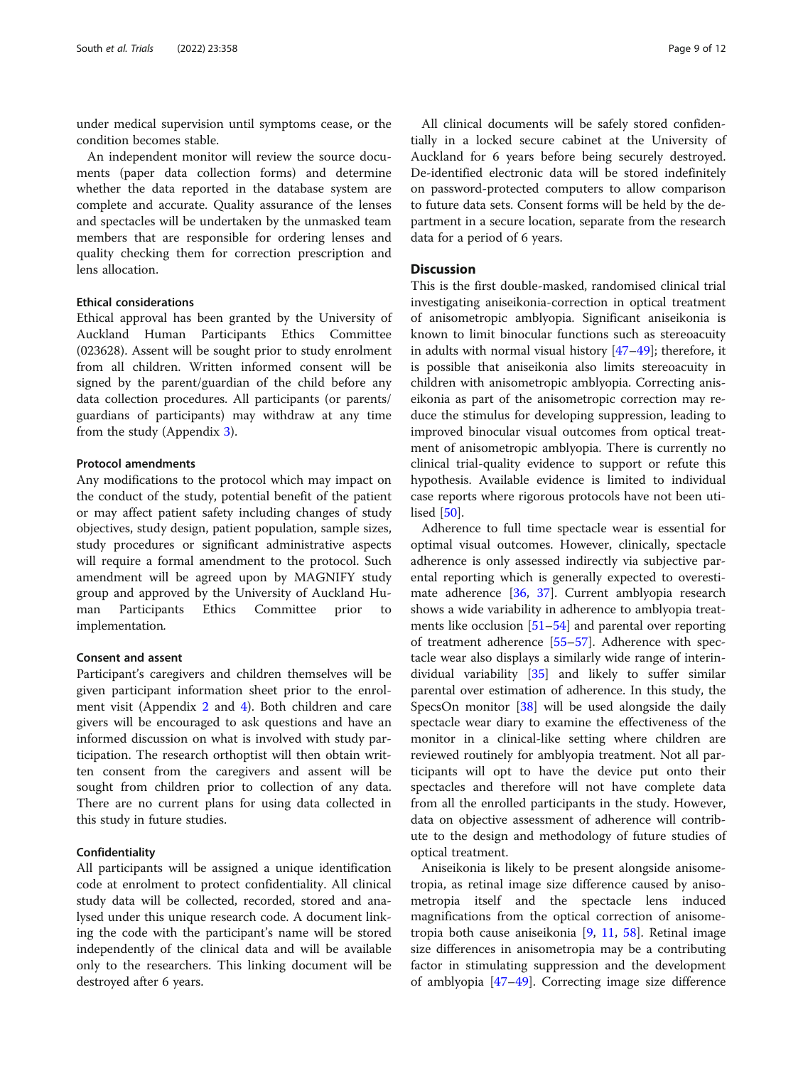under medical supervision until symptoms cease, or the condition becomes stable.

An independent monitor will review the source documents (paper data collection forms) and determine whether the data reported in the database system are complete and accurate. Quality assurance of the lenses and spectacles will be undertaken by the unmasked team members that are responsible for ordering lenses and quality checking them for correction prescription and lens allocation.

#### Ethical considerations

Ethical approval has been granted by the University of Auckland Human Participants Ethics Committee (023628). Assent will be sought prior to study enrolment from all children. Written informed consent will be signed by the parent/guardian of the child before any data collection procedures. All participants (or parents/guardians of participants) may withdraw at any time from the study (Appendix 3).

#### Protocol amendments

Any modifications to the protocol which may impact on the conduct of the study, potential benefit of the patient or may affect patient safety including changes of study objectives, study design, patient population, sample sizes, study procedures or significant administrative aspects will require a formal amendment to the protocol. Such amendment will be agreed upon by MAGNIFY study group and approved by the University of Auckland Human Participants Ethics Committee prior to implementation.

#### Consent and assent

Participant's caregivers and children themselves will be given participant information sheet prior to the enrolment visit (Appendix 2 and 4). Both children and care givers will be encouraged to ask questions and have an informed discussion on what is involved with study participation. The research orthoptist will then obtain written consent from the caregivers and assent will be sought from children prior to collection of any data. There are no current plans for using data collected in this study in future studies.

#### Confidentiality

All participants will be assigned a unique identification code at enrolment to protect confidentiality. All clinical study data will be collected, recorded, stored and analysed under this unique research code. A document linking the code with the participant's name will be stored independently of the clinical data and will be available only to the researchers. This linking document will be destroyed after 6 years.

All clinical documents will be safely stored confidentially in a locked secure cabinet at the University of Auckland for 6 years before being securely destroyed. De-identified electronic data will be stored indefinitely on password-protected computers to allow comparison to future data sets. Consent forms will be held by the department in a secure location, separate from the research data for a period of 6 years.

## Discussion

This is the first double-masked, randomised clinical trial investigating aniseikonia-correction in optical treatment of anisometropic amblyopia. Significant aniseikonia is known to limit binocular functions such as stereoacuity in adults with normal visual history [47–49]; therefore, it is possible that aniseikonia also limits stereoacuity in children with anisometropic amblyopia. Correcting aniseikonia as part of the anisometropic correction may reduce the stimulus for developing suppression, leading to improved binocular visual outcomes from optical treatment of anisometropic amblyopia. There is currently no clinical trial-quality evidence to support or refute this hypothesis. Available evidence is limited to individual case reports where rigorous protocols have not been utilised [50].

Adherence to full time spectacle wear is essential for optimal visual outcomes. However, clinically, spectacle adherence is only assessed indirectly via subjective parental reporting which is generally expected to overestimate adherence [36, 37]. Current amblyopia research shows a wide variability in adherence to amblyopia treatments like occlusion [51–54] and parental over reporting of treatment adherence [55–57]. Adherence with spectacle wear also displays a similarly wide range of interindividual variability [35] and likely to suffer similar parental over estimation of adherence. In this study, the SpecsOn monitor [38] will be used alongside the daily spectacle wear diary to examine the effectiveness of the monitor in a clinical-like setting where children are reviewed routinely for amblyopia treatment. Not all participants will opt to have the device put onto their spectacles and therefore will not have complete data from all the enrolled participants in the study. However, data on objective assessment of adherence will contribute to the design and methodology of future studies of optical treatment.

Aniseikonia is likely to be present alongside anisometropia, as retinal image size difference caused by anisometropia itself and the spectacle lens induced magnifications from the optical correction of anisometropia both cause aniseikonia [9, 11, 58]. Retinal image size differences in anisometropia may be a contributing factor in stimulating suppression and the development of amblyopia [47–49]. Correcting image size difference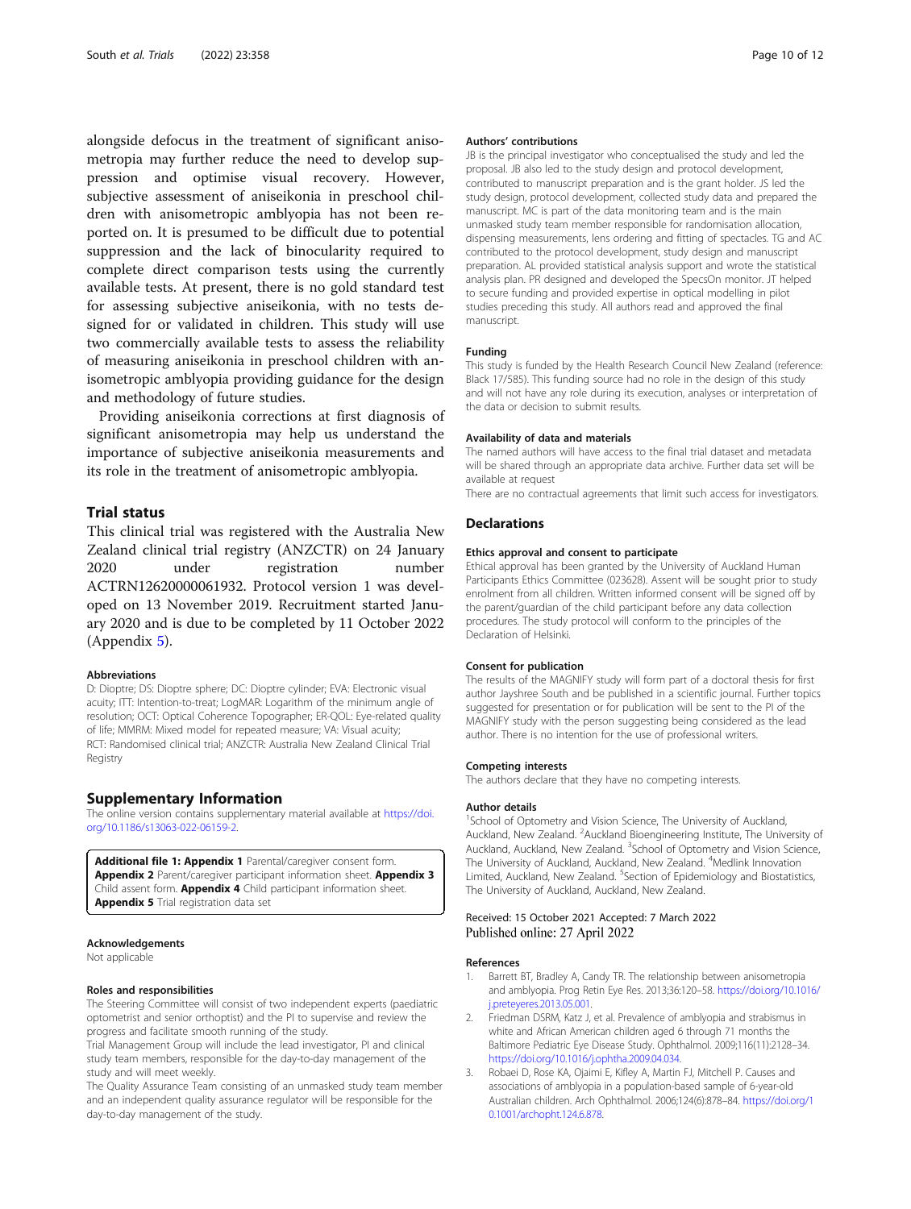alongside defocus in the treatment of significant anisometropia may further reduce the need to develop suppression and optimise visual recovery. However, subjective assessment of aniseikonia in preschool children with anisometropic amblyopia has not been reported on. It is presumed to be difficult due to potential suppression and the lack of binocularity required to complete direct comparison tests using the currently available tests. At present, there is no gold standard test for assessing subjective aniseikonia, with no tests designed for or validated in children. This study will use two commercially available tests to assess the reliability of measuring aniseikonia in preschool children with anisometropic amblyopia providing guidance for the design and methodology of future studies.

Providing aniseikonia corrections at first diagnosis of significant anisometropia may help us understand the importance of subjective aniseikonia measurements and its role in the treatment of anisometropic amblyopia.

## Trial status

This clinical trial was registered with the Australia New Zealand clinical trial registry (ANZCTR) on 24 January 2020 under registration number ACTRN12620000061932. Protocol version 1 was developed on 13 November 2019. Recruitment started January 2020 and is due to be completed by 11 October 2022 (Appendix 5).

#### Abbreviations

D: Dioptre; DS: Dioptre sphere; DC: Dioptre cylinder; EVA: Electronic visual acuity; ITT: Intention-to-treat; LogMAR: Logarithm of the minimum angle of resolution; OCT: Optical Coherence Topographer; ER-QOL: Eye-related quality of life; MMRM: Mixed model for repeated measure; VA: Visual acuity; RCT: Randomised clinical trial; ANZCTR: Australia New Zealand Clinical Trial Registry

## Supplementary Information

The online version contains supplementary material available at https://doi.org/10.1186/s13063-022-06159-2.

**Additional file 1: Appendix 1** Parental/caregiver consent form. **Appendix 2** Parent/caregiver participant information sheet. **Appendix 3** Child assent form. **Appendix 4** Child participant information sheet. **Appendix 5** Trial registration data set

#### Acknowledgements

Not applicable

#### Roles and responsibilities

The Steering Committee will consist of two independent experts (paediatric optometrist and senior orthoptist) and the PI to supervise and review the progress and facilitate smooth running of the study.

Trial Management Group will include the lead investigator, PI and clinical study team members, responsible for the day-to-day management of the study and will meet weekly.

The Quality Assurance Team consisting of an unmasked study team member and an independent quality assurance regulator will be responsible for the day-to-day management of the study.

#### Authors' contributions

JB is the principal investigator who conceptualised the study and led the proposal. JB also led to the study design and protocol development, contributed to manuscript preparation and is the grant holder. JS led the study design, protocol development, collected study data and prepared the manuscript. MC is part of the data monitoring team and is the main unmasked study team member responsible for randomisation allocation, dispensing measurements, lens ordering and fitting of spectacles. TG and AC contributed to the protocol development, study design and manuscript preparation. AL provided statistical analysis support and wrote the statistical analysis plan. PR designed and developed the SpecsOn monitor. JT helped to secure funding and provided expertise in optical modelling in pilot studies preceding this study. All authors read and approved the final manuscript.

#### Funding

This study is funded by the Health Research Council New Zealand (reference: Black 17/585). This funding source had no role in the design of this study and will not have any role during its execution, analyses or interpretation of the data or decision to submit results.

#### Availability of data and materials

The named authors will have access to the final trial dataset and metadata will be shared through an appropriate data archive. Further data set will be available at request

There are no contractual agreements that limit such access for investigators.

## Declarations

#### Ethics approval and consent to participate

Ethical approval has been granted by the University of Auckland Human Participants Ethics Committee (023628). Assent will be sought prior to study enrolment from all children. Written informed consent will be signed off by the parent/guardian of the child participant before any data collection procedures. The study protocol will conform to the principles of the Declaration of Helsinki.

#### Consent for publication

The results of the MAGNIFY study will form part of a doctoral thesis for first author Jayshree South and be published in a scientific journal. Further topics suggested for presentation or for publication will be sent to the PI of the MAGNIFY study with the person suggesting being considered as the lead author. There is no intention for the use of professional writers.

#### Competing interests

The authors declare that they have no competing interests.

#### Author details

[1]School of Optometry and Vision Science, The University of Auckland, Auckland, New Zealand. [2]Auckland Bioengineering Institute, The University of Auckland, Auckland, New Zealand. [3]School of Optometry and Vision Science, The University of Auckland, Auckland, New Zealand. [4]Medlink Innovation Limited, Auckland, New Zealand. [5]Section of Epidemiology and Biostatistics, The University of Auckland, Auckland, New Zealand.

Received: 15 October 2021 Accepted: 7 March 2022
Published online: 27 April 2022

#### References

1. Barrett BT, Bradley A, Candy TR. The relationship between anisometropia and amblyopia. Prog Retin Eye Res. 2013;36:120–58. https://doi.org/10.1016/j.preteyeres.2013.05.001.
2. Friedman DSRM, Katz J, et al. Prevalence of amblyopia and strabismus in white and African American children aged 6 through 71 months the Baltimore Pediatric Eye Disease Study. Ophthalmol. 2009;116(11):2128–34. https://doi.org/10.1016/j.ophtha.2009.04.034.
3. Robaei D, Rose KA, Ojaimi E, Kifley A, Martin FJ, Mitchell P. Causes and associations of amblyopia in a population-based sample of 6-year-old Australian children. Arch Ophthalmol. 2006;124(6):878–84. https://doi.org/10.1001/archopht.124.6.878.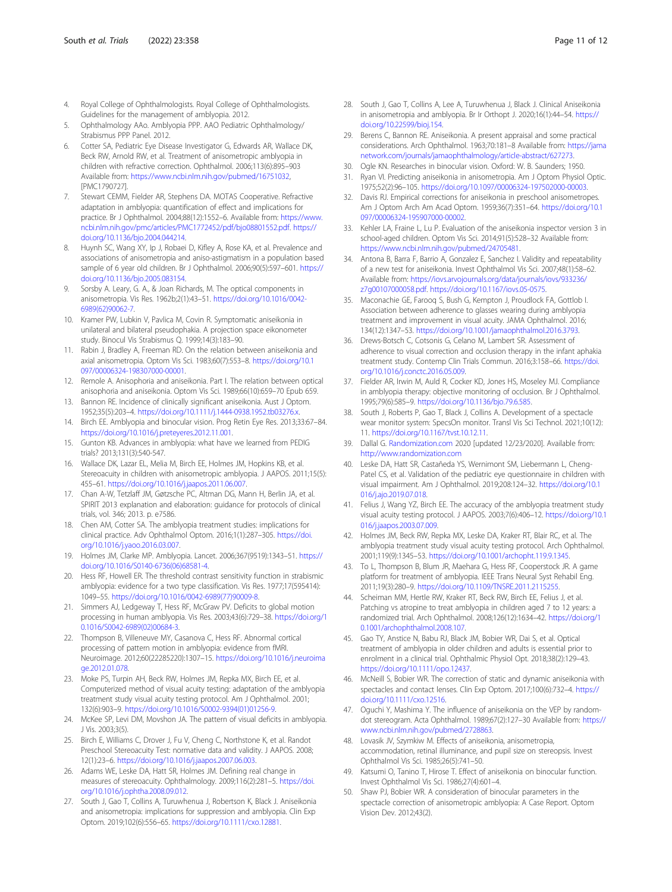4. Royal College of Ophthalmologists. Royal College of Ophthalmologists. Guidelines for the management of amblyopia. 2012.
5. Ophthalmology AAo. Amblyopia PPP. AAO Pediatric Ophthalmology/ Strabismus PPP Panel. 2012.
6. Cotter SA, Pediatric Eye Disease Investigator G, Edwards AR, Wallace DK, Beck RW, Arnold RW, et al. Treatment of anisometropic amblyopia in children with refractive correction. Ophthalmol. 2006;113(6):895–903 Available from: https://www.ncbi.nlm.nih.gov/pubmed/16751032, [PMC1790727].
7. Stewart CEMM, Fielder AR, Stephens DA. MOTAS Cooperative. Refractive adaptation in amblyopia: quantification of effect and implications for practice. Br J Ophthalmol. 2004;88(12):1552–6. Available from: https://www.ncbi.nlm.nih.gov/pmc/articles/PMC1772452/pdf/bjo08801552.pdf. https://doi.org/10.1136/bjo.2004.044214.
8. Huynh SC, Wang XY, Ip J, Robaei D, Kifley A, Rose KA, et al. Prevalence and associations of anisometropia and aniso-astigmatism in a population based sample of 6 year old children. Br J Ophthalmol. 2006;90(5):597–601. https://doi.org/10.1136/bjo.2005.083154.
9. Sorsby A. Leary, G. A., & Joan Richards, M. The optical components in anisometropia. Vis Res. 1962b;2(1):43–51. https://doi.org/10.1016/0042-6989(62)90062-7.
10. Kramer PW, Lubkin V, Pavlica M, Covin R. Symptomatic aniseikonia in unilateral and bilateral pseudophakia. A projection space eikonometer study. Binocul Vis Strabismus Q. 1999;14(3):183–90.
11. Rabin J, Bradley A, Freeman RD. On the relation between aniseikonia and axial anisometropia. Optom Vis Sci. 1983;60(7):553–8. https://doi.org/10.1097/00006324-198307000-00001.
12. Remole A. Anisophoria and aniseikonia. Part I. The relation between optical anisophoria and aniseikonia. Optom Vis Sci. 1989;66(10):659–70 Epub 659.
13. Bannon RE. Incidence of clinically significant aniseikonia. Aust J Optom. 1952;35(5):203–4. https://doi.org/10.1111/j.1444-0938.1952.tb03276.x.
14. Birch EE. Amblyopia and binocular vision. Prog Retin Eye Res. 2013;33:67–84. https://doi.org/10.1016/j.preteyeres.2012.11.001.
15. Gunton KB. Advances in amblyopia: what have we learned from PEDIG trials? 2013;131(3):540-547.
16. Wallace DK, Lazar EL, Melia M, Birch EE, Holmes JM, Hopkins KB, et al. Stereoacuity in children with anisometropic amblyopia. J AAPOS. 2011;15(5): 455–61. https://doi.org/10.1016/j.jaapos.2011.06.007.
17. Chan A-W, Tetzlaff JM, Gøtzsche PC, Altman DG, Mann H, Berlin JA, et al. SPIRIT 2013 explanation and elaboration: guidance for protocols of clinical trials, vol. 346; 2013. p. e7586.
18. Chen AM, Cotter SA. The amblyopia treatment studies: implications for clinical practice. Adv Ophthalmol Optom. 2016;1(1):287–305. https://doi.org/10.1016/j.yaoo.2016.03.007.
19. Holmes JM, Clarke MP. Amblyopia. Lancet. 2006;367(9519):1343–51. https://doi.org/10.1016/S0140-6736(06)68581-4.
20. Hess RF, Howell ER. The threshold contrast sensitivity function in strabismic amblyopia: evidence for a two type classification. Vis Res. 1977;17(595414): 1049–55. https://doi.org/10.1016/0042-6989(77)90009-8.
21. Simmers AJ, Ledgeway T, Hess RF, McGraw PV. Deficits to global motion processing in human amblyopia. Vis Res. 2003;43(6):729–38. https://doi.org/10.1016/S0042-6989(02)00684-3.
22. Thompson B, Villeneuve MY, Casanova C, Hess RF. Abnormal cortical processing of pattern motion in amblyopia: evidence from fMRI. Neuroimage. 2012;60(22285220):1307–15. https://doi.org/10.1016/j.neuroimage.2012.01.078.
23. Moke PS, Turpin AH, Beck RW, Holmes JM, Repka MX, Birch EE, et al. Computerized method of visual acuity testing: adaptation of the amblyopia treatment study visual acuity testing protocol. Am J Ophthalmol. 2001; 132(6):903–9. https://doi.org/10.1016/S0002-9394(01)01256-9.
24. McKee SP, Levi DM, Movshon JA. The pattern of visual deficits in amblyopia. J Vis. 2003;3(5).
25. Birch E, Williams C, Drover J, Fu V, Cheng C, Northstone K, et al. Randot Preschool Stereoacuity Test: normative data and validity. J AAPOS. 2008; 12(1):23–6. https://doi.org/10.1016/j.jaapos.2007.06.003.
26. Adams WE, Leske DA, Hatt SR, Holmes JM. Defining real change in measures of stereoacuity. Ophthalmology. 2009;116(2):281–5. https://doi.org/10.1016/j.ophtha.2008.09.012.
27. South J, Gao T, Collins A, Turuwhenua J, Robertson K, Black J. Aniseikonia and anisometropia: implications for suppression and amblyopia. Clin Exp Optom. 2019;102(6):556–65. https://doi.org/10.1111/cxo.12881.
28. South J, Gao T, Collins A, Lee A, Turuwhenua J, Black J. Clinical Aniseikonia in anisometropia and amblyopia. Br Ir Orthopt J. 2020;16(1):44–54. https://doi.org/10.22599/bioj.154.
29. Berens C, Bannon RE. Aniseikonia. A present appraisal and some practical considerations. Arch Ophthalmol. 1963;70:181–8 Available from: https://jamanetwork.com/journals/jamaophthalmology/article-abstract/627273.
30. Ogle KN. Researches in binocular vision. Oxford: W. B. Saunders; 1950.
31. Ryan VI. Predicting aniseikonia in anisometropia. Am J Optom Physiol Optic. 1975;52(2):96–105. https://doi.org/10.1097/00006324-197502000-00003.
32. Davis RJ. Empirical corrections for aniseikonia in preschool anisometropes. Am J Optom Arch Am Acad Optom. 1959;36(7):351–64. https://doi.org/10.1097/00006324-195907000-00002.
33. Kehler LA, Fraine L, Lu P. Evaluation of the aniseikonia inspector version 3 in school-aged children. Optom Vis Sci. 2014;91(5):528–32 Available from: https://www.ncbi.nlm.nih.gov/pubmed/24705481.
34. Antona B, Barra F, Barrio A, Gonzalez E, Sanchez I. Validity and repeatability of a new test for aniseikonia. Invest Ophthalmol Vis Sci. 2007;48(1):58–62. Available from: https://iovs.arvojournals.org/data/journals/iovs/933236/z7g00107000058.pdf. https://doi.org/10.1167/iovs.05-0575.
35. Maconachie GE, Farooq S, Bush G, Kempton J, Proudlock FA, Gottlob I. Association between adherence to glasses wearing during amblyopia treatment and improvement in visual acuity. JAMA Ophthalmol. 2016; 134(12):1347–53. https://doi.org/10.1001/jamaophthalmol.2016.3793.
36. Drews-Botsch C, Cotsonis G, Celano M, Lambert SR. Assessment of adherence to visual correction and occlusion therapy in the infant aphakia treatment study. Contemp Clin Trials Commun. 2016;3:158–66. https://doi.org/10.1016/j.conctc.2016.05.009.
37. Fielder AR, Irwin M, Auld R, Cocker KD, Jones HS, Moseley MJ. Compliance in amblyopia therapy: objective monitoring of occlusion. Br J Ophthalmol. 1995;79(6):585–9. https://doi.org/10.1136/bjo.79.6.585.
38. South J, Roberts P, Gao T, Black J, Collins A. Development of a spectacle wear monitor system: SpecsOn monitor. Transl Vis Sci Technol. 2021;10(12): 11. https://doi.org/10.1167/tvst.10.12.11.
39. Dallal G. Randomization.com 2020 [updated 12/23/2020]. Available from: http://www.randomization.com
40. Leske DA, Hatt SR, Castañeda YS, Wernimont SM, Liebermann L, Cheng-Patel CS, et al. Validation of the pediatric eye questionnaire in children with visual impairment. Am J Ophthalmol. 2019;208:124–32. https://doi.org/10.1016/j.ajo.2019.07.018.
41. Felius J, Wang YZ, Birch EE. The accuracy of the amblyopia treatment study visual acuity testing protocol. J AAPOS. 2003;7(6):406–12. https://doi.org/10.1016/j.jaapos.2003.07.009.
42. Holmes JM, Beck RW, Repka MX, Leske DA, Kraker RT, Blair RC, et al. The amblyopia treatment study visual acuity testing protocol. Arch Ophthalmol. 2001;119(9):1345–53. https://doi.org/10.1001/archopht.119.9.1345.
43. To L, Thompson B, Blum JR, Maehara G, Hess RF, Cooperstock JR. A game platform for treatment of amblyopia. IEEE Trans Neural Syst Rehabil Eng. 2011;19(3):280–9. https://doi.org/10.1109/TNSRE.2011.2115255.
44. Scheiman MM, Hertle RW, Kraker RT, Beck RW, Birch EE, Felius J, et al. Patching vs atropine to treat amblyopia in children aged 7 to 12 years: a randomized trial. Arch Ophthalmol. 2008;126(12):1634–42. https://doi.org/10.1001/archophthalmol.2008.107.
45. Gao TY, Anstice N, Babu RJ, Black JM, Bobier WR, Dai S, et al. Optical treatment of amblyopia in older children and adults is essential prior to enrolment in a clinical trial. Ophthalmic Physiol Opt. 2018;38(2):129–43. https://doi.org/10.1111/opo.12437.
46. McNeill S, Bobier WR. The correction of static and dynamic aniseikonia with spectacles and contact lenses. Clin Exp Optom. 2017;100(6):732–4. https://doi.org/10.1111/cxo.12516.
47. Oguchi Y, Mashima Y. The influence of aniseikonia on the VEP by random-dot stereogram. Acta Ophthalmol. 1989;67(2):127–30 Available from: https://www.ncbi.nlm.nih.gov/pubmed/2728863.
48. Lovasik JV, Szymkiw M. Effects of aniseikonia, anisometropia, accommodation, retinal illuminance, and pupil size on stereopsis. Invest Ophthalmol Vis Sci. 1985;26(5):741–50.
49. Katsumi O, Tanino T, Hirose T. Effect of aniseikonia on binocular function. Invest Ophthalmol Vis Sci. 1986;27(4):601–4.
50. Shaw PJ, Bobier WR. A consideration of binocular parameters in the spectacle correction of anisometropic amblyopia: A Case Report. Optom Vision Dev. 2012;43(2).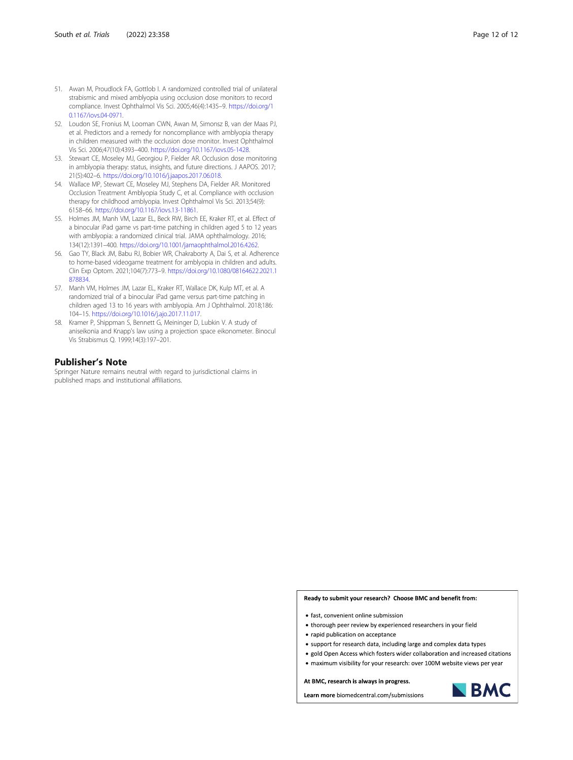51. Awan M, Proudlock FA, Gottlob I. A randomized controlled trial of unilateral strabismic and mixed amblyopia using occlusion dose monitors to record compliance. Invest Ophthalmol Vis Sci. 2005;46(4):1435–9. https://doi.org/10.1167/iovs.04-0971.
52. Loudon SE, Fronius M, Looman CWN, Awan M, Simonsz B, van der Maas PJ, et al. Predictors and a remedy for noncompliance with amblyopia therapy in children measured with the occlusion dose monitor. Invest Ophthalmol Vis Sci. 2006;47(10):4393–400. https://doi.org/10.1167/iovs.05-1428.
53. Stewart CE, Moseley MJ, Georgiou P, Fielder AR. Occlusion dose monitoring in amblyopia therapy: status, insights, and future directions. J AAPOS. 2017;21(5):402–6. https://doi.org/10.1016/j.jaapos.2017.06.018.
54. Wallace MP, Stewart CE, Moseley MJ, Stephens DA, Fielder AR. Monitored Occlusion Treatment Amblyopia Study C, et al. Compliance with occlusion therapy for childhood amblyopia. Invest Ophthalmol Vis Sci. 2013;54(9):6158–66. https://doi.org/10.1167/iovs.13-11861.
55. Holmes JM, Manh VM, Lazar EL, Beck RW, Birch EE, Kraker RT, et al. Effect of a binocular iPad game vs part-time patching in children aged 5 to 12 years with amblyopia: a randomized clinical trial. JAMA ophthalmology. 2016;134(12):1391–400. https://doi.org/10.1001/jamaophthalmol.2016.4262.
56. Gao TY, Black JM, Babu RJ, Bobier WR, Chakraborty A, Dai S, et al. Adherence to home-based videogame treatment for amblyopia in children and adults. Clin Exp Optom. 2021;104(7):773–9. https://doi.org/10.1080/08164622.2021.1878834.
57. Manh VM, Holmes JM, Lazar EL, Kraker RT, Wallace DK, Kulp MT, et al. A randomized trial of a binocular iPad game versus part-time patching in children aged 13 to 16 years with amblyopia. Am J Ophthalmol. 2018;186:104–15. https://doi.org/10.1016/j.ajo.2017.11.017.
58. Kramer P, Shippman S, Bennett G, Meininger D, Lubkin V. A study of aniseikonia and Knapp's law using a projection space eikonometer. Binocul Vis Strabismus Q. 1999;14(3):197–201.

## Publisher's Note

Springer Nature remains neutral with regard to jurisdictional claims in published maps and institutional affiliations.

**Ready to submit your research? Choose BMC and benefit from:**

- fast, convenient online submission
- thorough peer review by experienced researchers in your field
- rapid publication on acceptance
- support for research data, including large and complex data types
- gold Open Access which fosters wider collaboration and increased citations
- maximum visibility for your research: over 100M website views per year

**At BMC, research is always in progress.**

**Learn more** biomedcentral.com/submissions